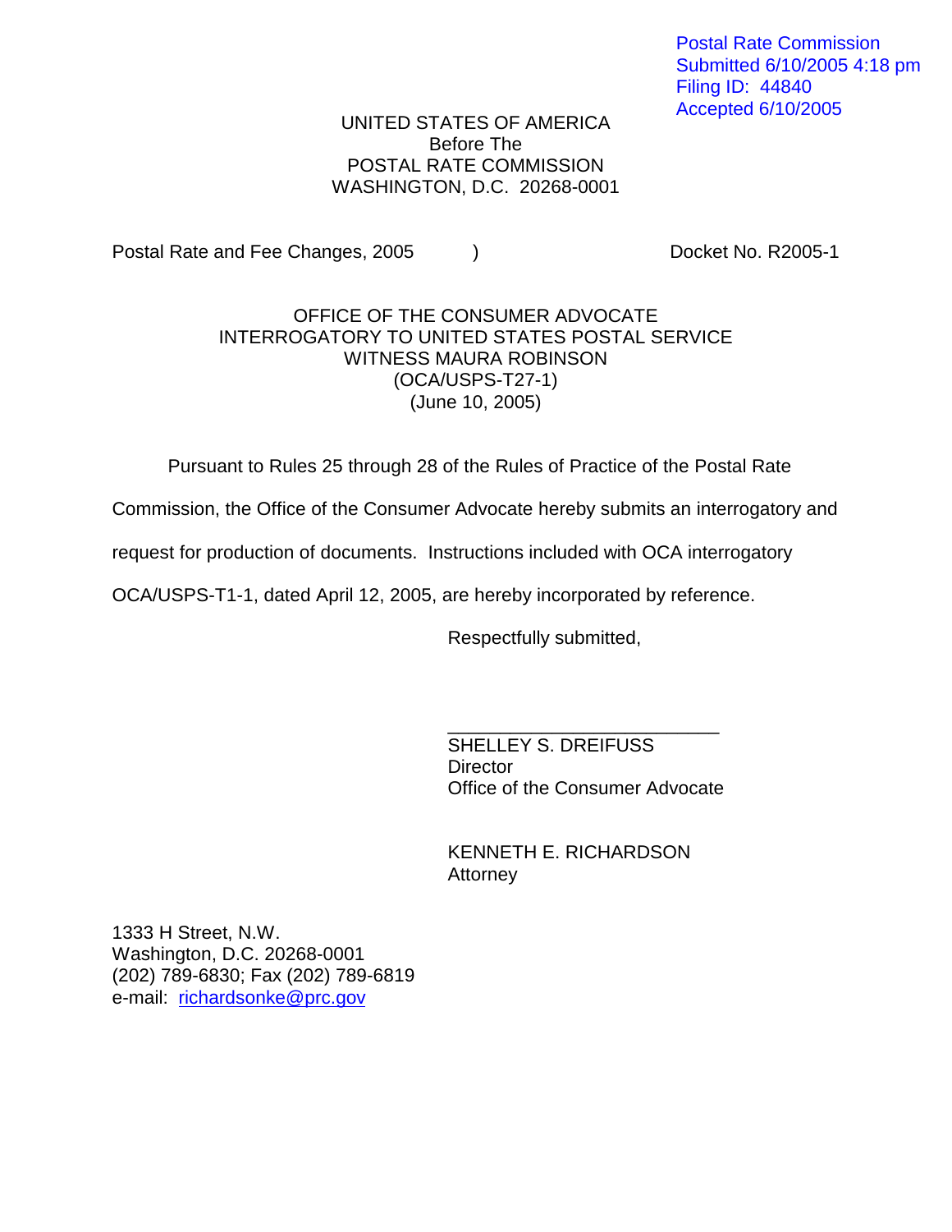Postal Rate Commission
Submitted 6/10/2005 4:18 pm
Filing ID: 44840
Accepted 6/10/2005

UNITED STATES OF AMERICA
Before The
POSTAL RATE COMMISSION
WASHINGTON, D.C. 20268-0001

Postal Rate and Fee Changes, 2005 ) Docket No. R2005-1

OFFICE OF THE CONSUMER ADVOCATE
INTERROGATORY TO UNITED STATES POSTAL SERVICE
WITNESS MAURA ROBINSON
(OCA/USPS-T27-1)
(June 10, 2005)

Pursuant to Rules 25 through 28 of the Rules of Practice of the Postal Rate Commission, the Office of the Consumer Advocate hereby submits an interrogatory and request for production of documents. Instructions included with OCA interrogatory OCA/USPS-T1-1, dated April 12, 2005, are hereby incorporated by reference.

Respectfully submitted,

\_\_\_\_\_\_\_\_\_\_\_\_\_\_\_\_\_\_\_\_\_\_\_\_\_\_
SHELLEY S. DREIFUSS
Director
Office of the Consumer Advocate

KENNETH E. RICHARDSON
Attorney

1333 H Street, N.W.
Washington, D.C. 20268-0001
(202) 789-6830; Fax (202) 789-6819
e-mail: richardsonke@prc.gov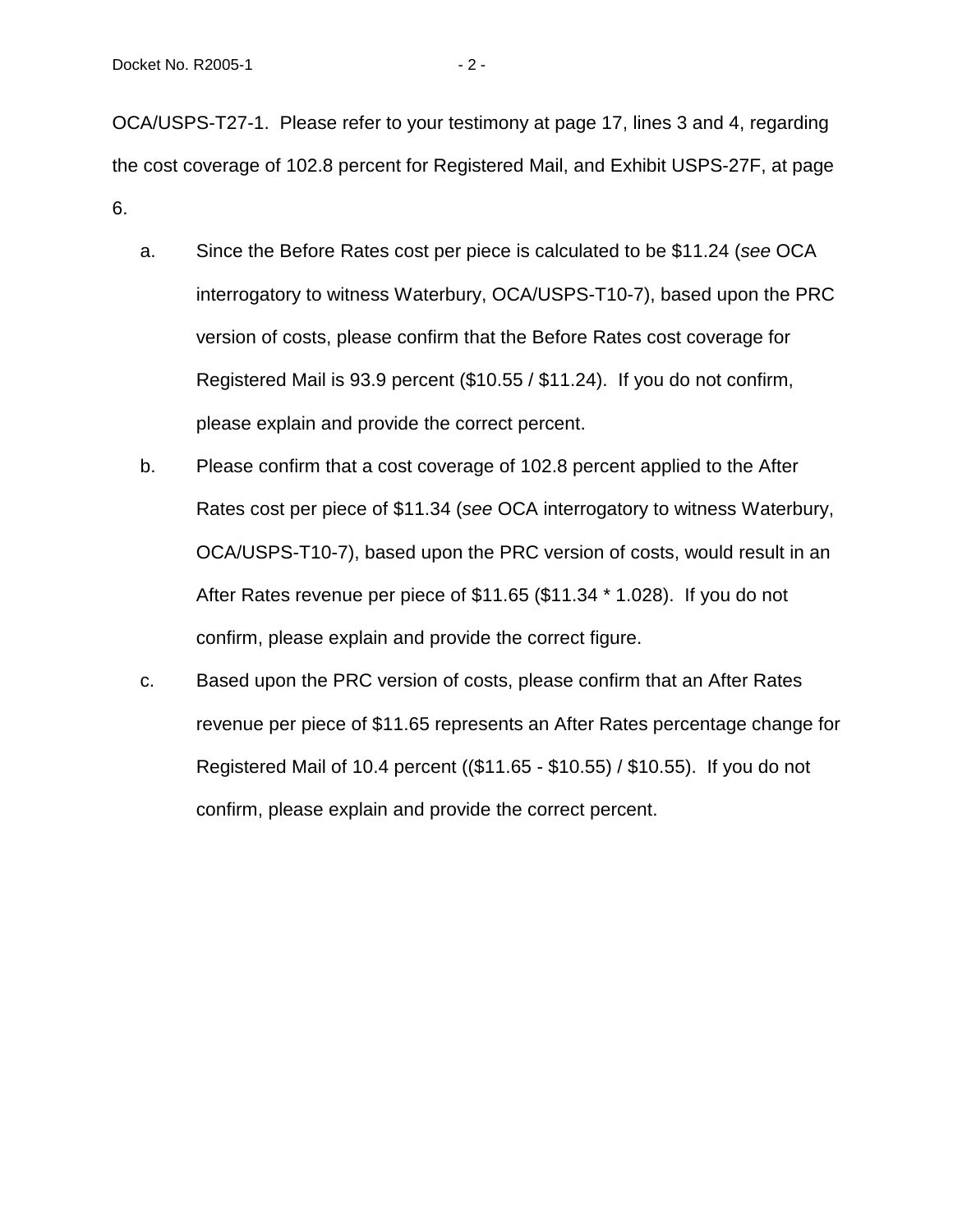OCA/USPS-T27-1. Please refer to your testimony at page 17, lines 3 and 4, regarding the cost coverage of 102.8 percent for Registered Mail, and Exhibit USPS-27F, at page 6.

a. Since the Before Rates cost per piece is calculated to be $11.24 (*see* OCA interrogatory to witness Waterbury, OCA/USPS-T10-7), based upon the PRC version of costs, please confirm that the Before Rates cost coverage for Registered Mail is 93.9 percent ($10.55 / $11.24). If you do not confirm, please explain and provide the correct percent.

b. Please confirm that a cost coverage of 102.8 percent applied to the After Rates cost per piece of $11.34 (*see* OCA interrogatory to witness Waterbury, OCA/USPS-T10-7), based upon the PRC version of costs, would result in an After Rates revenue per piece of $11.65 ($11.34 * 1.028). If you do not confirm, please explain and provide the correct figure.

c. Based upon the PRC version of costs, please confirm that an After Rates revenue per piece of $11.65 represents an After Rates percentage change for Registered Mail of 10.4 percent (($11.65 - $10.55) / $10.55). If you do not confirm, please explain and provide the correct percent.